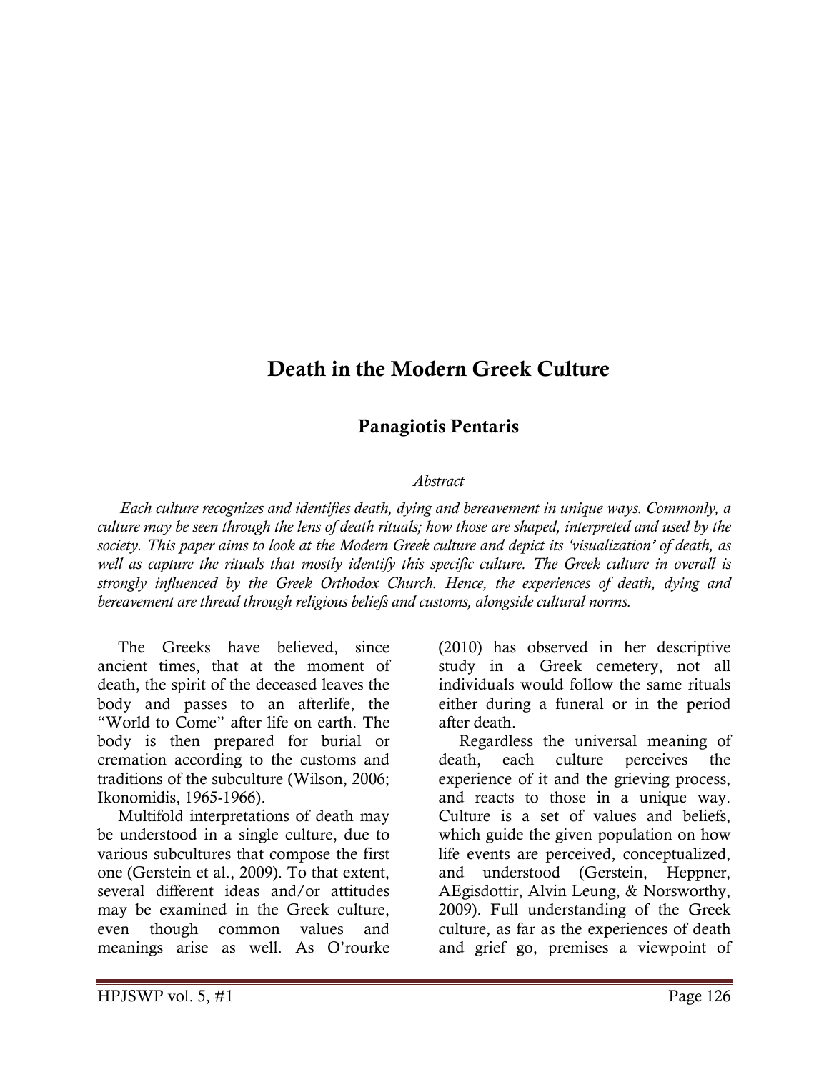# Death in the Modern Greek Culture

## Panagiotis Pentaris

*Abstract*

*Each culture recognizes and identifies death, dying and bereavement in unique ways. Commonly, a culture may be seen through the lens of death rituals; how those are shaped, interpreted and used by the society. This paper aims to look at the Modern Greek culture and depict its 'visualization' of death, as well as capture the rituals that mostly identify this specific culture. The Greek culture in overall is strongly influenced by the Greek Orthodox Church. Hence, the experiences of death, dying and bereavement are thread through religious beliefs and customs, alongside cultural norms.*

The Greeks have believed, since ancient times, that at the moment of death, the spirit of the deceased leaves the body and passes to an afterlife, the "World to Come" after life on earth. The body is then prepared for burial or cremation according to the customs and traditions of the subculture (Wilson, 2006; Ikonomidis, 1965-1966).

Multifold interpretations of death may be understood in a single culture, due to various subcultures that compose the first one (Gerstein et al., 2009). To that extent, several different ideas and/or attitudes may be examined in the Greek culture, even though common values and meanings arise as well. As O'rourke (2010) has observed in her descriptive study in a Greek cemetery, not all individuals would follow the same rituals either during a funeral or in the period after death.

Regardless the universal meaning of death, each culture perceives the experience of it and the grieving process, and reacts to those in a unique way. Culture is a set of values and beliefs, which guide the given population on how life events are perceived, conceptualized, and understood (Gerstein, Heppner, AEgisdottir, Alvin Leung, & Norsworthy, 2009). Full understanding of the Greek culture, as far as the experiences of death and grief go, premises a viewpoint of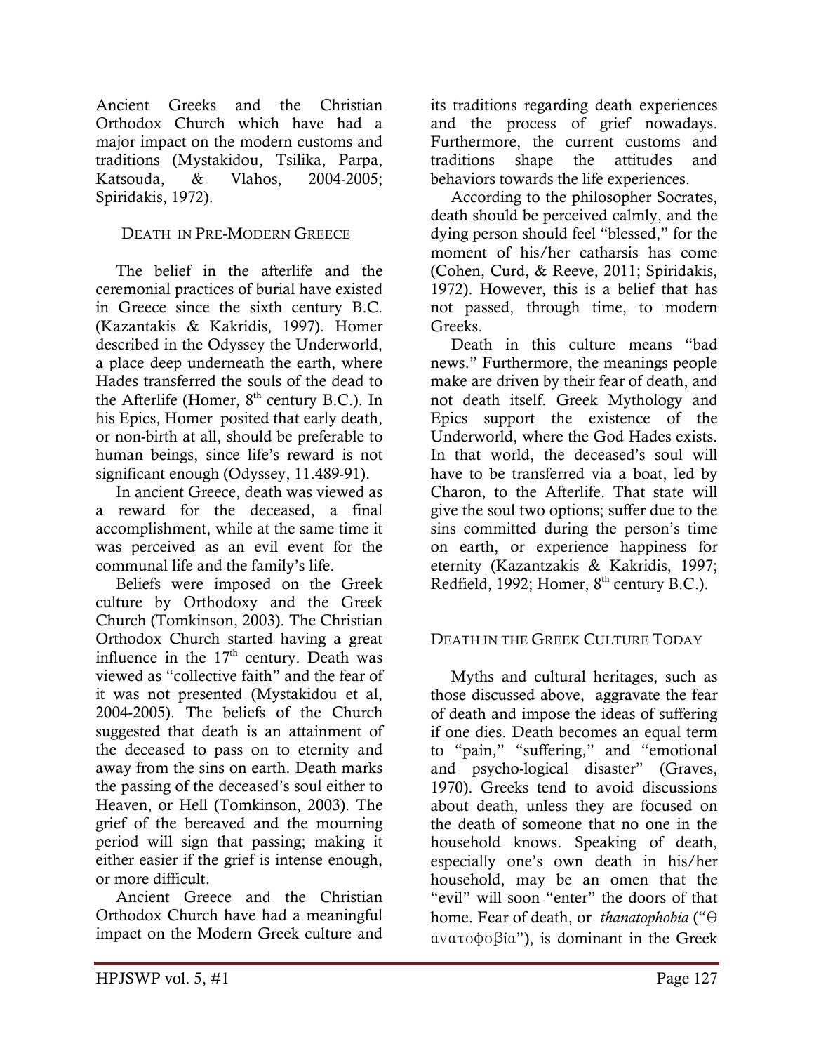Ancient Greeks and the Christian Orthodox Church which have had a major impact on the modern customs and traditions (Mystakidou, Tsilika, Parpa, Katsouda, & Vlahos, 2004-2005; Spiridakis, 1972).

## DEATH IN PRE-MODERN GREECE

The belief in the afterlife and the ceremonial practices of burial have existed in Greece since the sixth century B.C. (Kazantakis & Kakridis, 1997). Homer described in the Odyssey the Underworld, a place deep underneath the earth, where Hades transferred the souls of the dead to the Afterlife (Homer, 8th century B.C.). In his Epics, Homer posited that early death, or non-birth at all, should be preferable to human beings, since life's reward is not significant enough (Odyssey, 11.489-91).

In ancient Greece, death was viewed as a reward for the deceased, a final accomplishment, while at the same time it was perceived as an evil event for the communal life and the family's life.

Beliefs were imposed on the Greek culture by Orthodoxy and the Greek Church (Tomkinson, 2003). The Christian Orthodox Church started having a great influence in the 17th century. Death was viewed as "collective faith" and the fear of it was not presented (Mystakidou et al, 2004-2005). The beliefs of the Church suggested that death is an attainment of the deceased to pass on to eternity and away from the sins on earth. Death marks the passing of the deceased's soul either to Heaven, or Hell (Tomkinson, 2003). The grief of the bereaved and the mourning period will sign that passing; making it either easier if the grief is intense enough, or more difficult.

Ancient Greece and the Christian Orthodox Church have had a meaningful impact on the Modern Greek culture and its traditions regarding death experiences and the process of grief nowadays. Furthermore, the current customs and traditions shape the attitudes and behaviors towards the life experiences.

According to the philosopher Socrates, death should be perceived calmly, and the dying person should feel "blessed," for the moment of his/her catharsis has come (Cohen, Curd, & Reeve, 2011; Spiridakis, 1972). However, this is a belief that has not passed, through time, to modern Greeks.

Death in this culture means "bad news." Furthermore, the meanings people make are driven by their fear of death, and not death itself. Greek Mythology and Epics support the existence of the Underworld, where the God Hades exists. In that world, the deceased's soul will have to be transferred via a boat, led by Charon, to the Afterlife. That state will give the soul two options; suffer due to the sins committed during the person's time on earth, or experience happiness for eternity (Kazantzakis & Kakridis, 1997; Redfield, 1992; Homer, 8th century B.C.).

## DEATH IN THE GREEK CULTURE TODAY

Myths and cultural heritages, such as those discussed above, aggravate the fear of death and impose the ideas of suffering if one dies. Death becomes an equal term to "pain," "suffering," and "emotional and psycho-logical disaster" (Graves, 1970). Greeks tend to avoid discussions about death, unless they are focused on the death of someone that no one in the household knows. Speaking of death, especially one's own death in his/her household, may be an omen that the "evil" will soon "enter" the doors of that home. Fear of death, or *thanatophobia* ("Θ ανατοφοβία"), is dominant in the Greek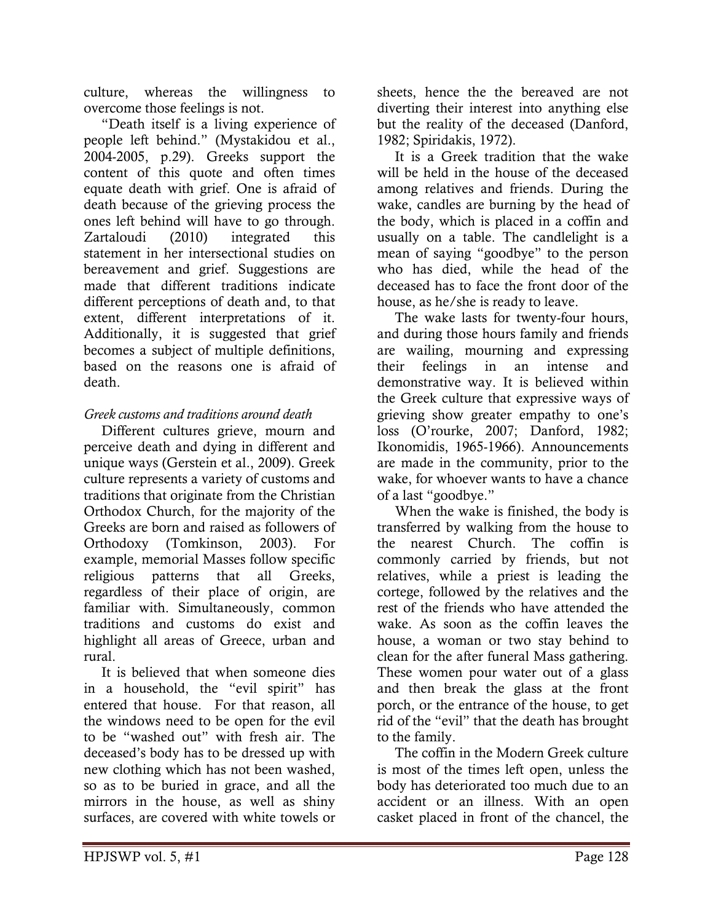culture, whereas the willingness to overcome those feelings is not.

"Death itself is a living experience of people left behind." (Mystakidou et al., 2004-2005, p.29). Greeks support the content of this quote and often times equate death with grief. One is afraid of death because of the grieving process the ones left behind will have to go through. Zartaloudi (2010) integrated this statement in her intersectional studies on bereavement and grief. Suggestions are made that different traditions indicate different perceptions of death and, to that extent, different interpretations of it. Additionally, it is suggested that grief becomes a subject of multiple definitions, based on the reasons one is afraid of death.

*Greek customs and traditions around death*

Different cultures grieve, mourn and perceive death and dying in different and unique ways (Gerstein et al., 2009). Greek culture represents a variety of customs and traditions that originate from the Christian Orthodox Church, for the majority of the Greeks are born and raised as followers of Orthodoxy (Tomkinson, 2003). For example, memorial Masses follow specific religious patterns that all Greeks, regardless of their place of origin, are familiar with. Simultaneously, common traditions and customs do exist and highlight all areas of Greece, urban and rural.

It is believed that when someone dies in a household, the "evil spirit" has entered that house. For that reason, all the windows need to be open for the evil to be "washed out" with fresh air. The deceased's body has to be dressed up with new clothing which has not been washed, so as to be buried in grace, and all the mirrors in the house, as well as shiny surfaces, are covered with white towels or sheets, hence the the bereaved are not diverting their interest into anything else but the reality of the deceased (Danford, 1982; Spiridakis, 1972).

It is a Greek tradition that the wake will be held in the house of the deceased among relatives and friends. During the wake, candles are burning by the head of the body, which is placed in a coffin and usually on a table. The candlelight is a mean of saying "goodbye" to the person who has died, while the head of the deceased has to face the front door of the house, as he/she is ready to leave.

The wake lasts for twenty-four hours, and during those hours family and friends are wailing, mourning and expressing their feelings in an intense and demonstrative way. It is believed within the Greek culture that expressive ways of grieving show greater empathy to one's loss (O'rourke, 2007; Danford, 1982; Ikonomidis, 1965-1966). Announcements are made in the community, prior to the wake, for whoever wants to have a chance of a last "goodbye."

When the wake is finished, the body is transferred by walking from the house to the nearest Church. The coffin is commonly carried by friends, but not relatives, while a priest is leading the cortege, followed by the relatives and the rest of the friends who have attended the wake. As soon as the coffin leaves the house, a woman or two stay behind to clean for the after funeral Mass gathering. These women pour water out of a glass and then break the glass at the front porch, or the entrance of the house, to get rid of the "evil" that the death has brought to the family.

The coffin in the Modern Greek culture is most of the times left open, unless the body has deteriorated too much due to an accident or an illness. With an open casket placed in front of the chancel, the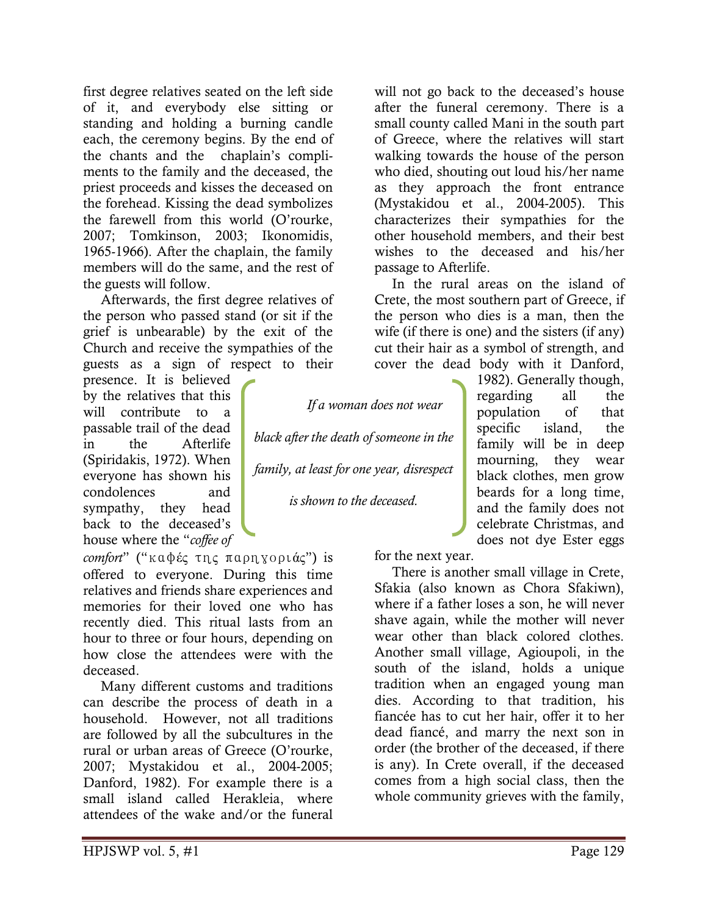first degree relatives seated on the left side of it, and everybody else sitting or standing and holding a burning candle each, the ceremony begins. By the end of the chants and the chaplain's compliments to the family and the deceased, the priest proceeds and kisses the deceased on the forehead. Kissing the dead symbolizes the farewell from this world (O'rourke, 2007; Tomkinson, 2003; Ikonomidis, 1965-1966). After the chaplain, the family members will do the same, and the rest of the guests will follow.

Afterwards, the first degree relatives of the person who passed stand (or sit if the grief is unbearable) by the exit of the Church and receive the sympathies of the guests as a sign of respect to their presence. It is believed by the relatives that this will contribute to a passable trail of the dead in the Afterlife (Spiridakis, 1972). When everyone has shown his condolences and sympathy, they head back to the deceased's house where the "*coffee of comfort*" ("καφές της παρηγοριάς") is offered to everyone. During this time relatives and friends share experiences and memories for their loved one who has recently died. This ritual lasts from an hour to three or four hours, depending on how close the attendees were with the deceased.

Many different customs and traditions can describe the process of death in a household. However, not all traditions are followed by all the subcultures in the rural or urban areas of Greece (O'rourke, 2007; Mystakidou et al., 2004-2005; Danford, 1982). For example there is a small island called Herakleia, where attendees of the wake and/or the funeral will not go back to the deceased's house after the funeral ceremony. There is a small county called Mani in the south part of Greece, where the relatives will start walking towards the house of the person who died, shouting out loud his/her name as they approach the front entrance (Mystakidou et al., 2004-2005). This characterizes their sympathies for the other household members, and their best wishes to the deceased and his/her passage to Afterlife.

In the rural areas on the island of Crete, the most southern part of Greece, if the person who dies is a man, then the wife (if there is one) and the sisters (if any) cut their hair as a symbol of strength, and cover the dead body with it Danford, 1982). Generally though, regarding all the population of that specific island, the family will be in deep mourning, they wear black clothes, men grow beards for a long time, and the family does not celebrate Christmas, and does not dye Ester eggs for the next year.

> *If a woman does not wear black after the death of someone in the family, at least for one year, disrespect is shown to the deceased.*

There is another small village in Crete, Sfakia (also known as Chora Sfakiwn), where if a father loses a son, he will never shave again, while the mother will never wear other than black colored clothes. Another small village, Agioupoli, in the south of the island, holds a unique tradition when an engaged young man dies. According to that tradition, his fiancée has to cut her hair, offer it to her dead fiancé, and marry the next son in order (the brother of the deceased, if there is any). In Crete overall, if the deceased comes from a high social class, then the whole community grieves with the family,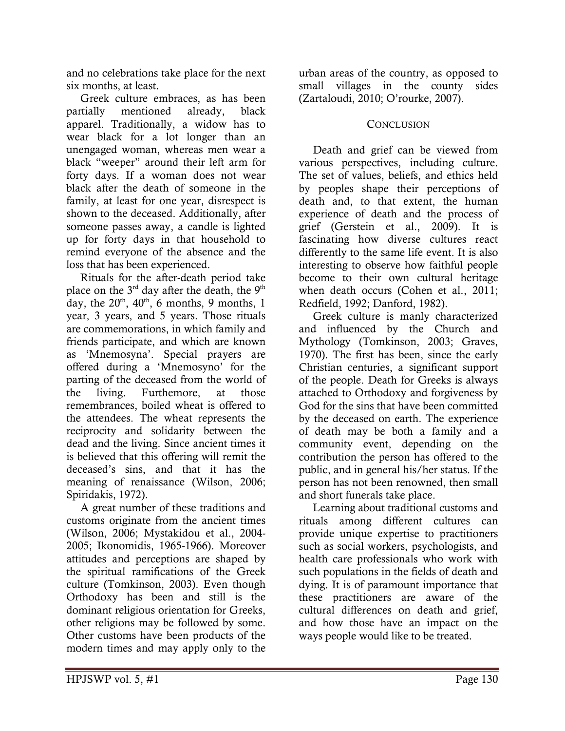and no celebrations take place for the next six months, at least.

Greek culture embraces, as has been partially mentioned already, black apparel. Traditionally, a widow has to wear black for a lot longer than an unengaged woman, whereas men wear a black "weeper" around their left arm for forty days. If a woman does not wear black after the death of someone in the family, at least for one year, disrespect is shown to the deceased. Additionally, after someone passes away, a candle is lighted up for forty days in that household to remind everyone of the absence and the loss that has been experienced.

Rituals for the after-death period take place on the 3rd day after the death, the 9th day, the 20th, 40th, 6 months, 9 months, 1 year, 3 years, and 5 years. Those rituals are commemorations, in which family and friends participate, and which are known as 'Mnemosyna'. Special prayers are offered during a 'Mnemosyno' for the parting of the deceased from the world of the living. Furthemore, at those remembrances, boiled wheat is offered to the attendees. The wheat represents the reciprocity and solidarity between the dead and the living. Since ancient times it is believed that this offering will remit the deceased's sins, and that it has the meaning of renaissance (Wilson, 2006; Spiridakis, 1972).

A great number of these traditions and customs originate from the ancient times (Wilson, 2006; Mystakidou et al., 2004-2005; Ikonomidis, 1965-1966). Moreover attitudes and perceptions are shaped by the spiritual ramifications of the Greek culture (Tomkinson, 2003). Even though Orthodoxy has been and still is the dominant religious orientation for Greeks, other religions may be followed by some. Other customs have been products of the modern times and may apply only to the urban areas of the country, as opposed to small villages in the county sides (Zartaloudi, 2010; O'rourke, 2007).

## Conclusion

Death and grief can be viewed from various perspectives, including culture. The set of values, beliefs, and ethics held by peoples shape their perceptions of death and, to that extent, the human experience of death and the process of grief (Gerstein et al., 2009). It is fascinating how diverse cultures react differently to the same life event. It is also interesting to observe how faithful people become to their own cultural heritage when death occurs (Cohen et al., 2011; Redfield, 1992; Danford, 1982).

Greek culture is manly characterized and influenced by the Church and Mythology (Tomkinson, 2003; Graves, 1970). The first has been, since the early Christian centuries, a significant support of the people. Death for Greeks is always attached to Orthodoxy and forgiveness by God for the sins that have been committed by the deceased on earth. The experience of death may be both a family and a community event, depending on the contribution the person has offered to the public, and in general his/her status. If the person has not been renowned, then small and short funerals take place.

Learning about traditional customs and rituals among different cultures can provide unique expertise to practitioners such as social workers, psychologists, and health care professionals who work with such populations in the fields of death and dying. It is of paramount importance that these practitioners are aware of the cultural differences on death and grief, and how those have an impact on the ways people would like to be treated.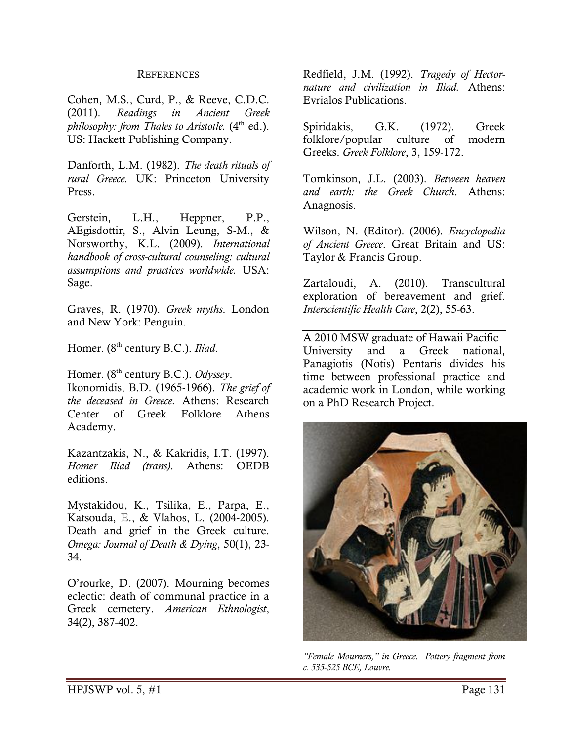## References

Cohen, M.S., Curd, P., & Reeve, C.D.C. (2011). *Readings in Ancient Greek philosophy: from Thales to Aristotle.* (4th ed.). US: Hackett Publishing Company.

Danforth, L.M. (1982). *The death rituals of rural Greece.* UK: Princeton University Press.

Gerstein, L.H., Heppner, P.P., AEgisdottir, S., Alvin Leung, S-M., & Norsworthy, K.L. (2009). *International handbook of cross-cultural counseling: cultural assumptions and practices worldwide.* USA: Sage.

Graves, R. (1970). *Greek myths*. London and New York: Penguin.

Homer. (8th century B.C.). *Iliad*.

Homer. (8th century B.C.). *Odyssey*.

Ikonomidis, B.D. (1965-1966). *The grief of the deceased in Greece.* Athens: Research Center of Greek Folklore Athens Academy.

Kazantzakis, N., & Kakridis, I.T. (1997). *Homer Iliad (trans).* Athens: OEDB editions.

Mystakidou, K., Tsilika, E., Parpa, E., Katsouda, E., & Vlahos, L. (2004-2005). Death and grief in the Greek culture. *Omega: Journal of Death & Dying*, 50(1), 23-34.

O'rourke, D. (2007). Mourning becomes eclectic: death of communal practice in a Greek cemetery. *American Ethnologist*, 34(2), 387-402.

Redfield, J.M. (1992). *Tragedy of Hector-nature and civilization in Iliad.* Athens: Evrialos Publications.

Spiridakis, G.K. (1972). Greek folklore/popular culture of modern Greeks. *Greek Folklore*, 3, 159-172.

Tomkinson, J.L. (2003). *Between heaven and earth: the Greek Church*. Athens: Anagnosis.

Wilson, N. (Editor). (2006). *Encyclopedia of Ancient Greece*. Great Britain and US: Taylor & Francis Group.

Zartaloudi, A. (2010). Transcultural exploration of bereavement and grief. *Interscientific Health Care*, 2(2), 55-63.

---

A 2010 MSW graduate of Hawaii Pacific University and a Greek national, Panagiotis (Notis) Pentaris divides his time between professional practice and academic work in London, while working on a PhD Research Project.

*"Female Mourners," in Greece. Pottery fragment from c. 535-525 BCE, Louvre.*